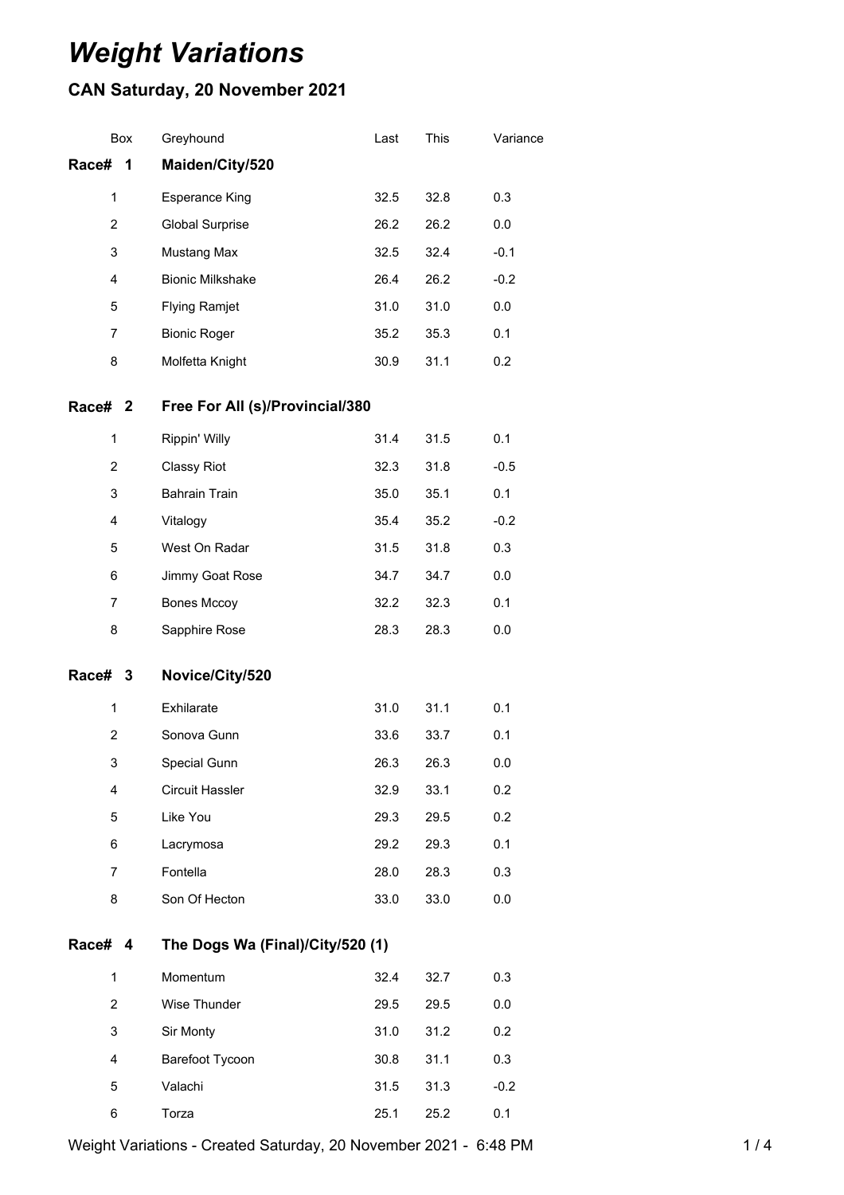# *Weight Variations*

## CAN Saturday, 20 November 2021

| Box | Greyhound | Last | This | Variance |
|---|---|---|---|---|
| **Race# 1** | **Maiden/City/520** | | | |
| 1 | Esperance King | 32.5 | 32.8 | 0.3 |
| 2 | Global Surprise | 26.2 | 26.2 | 0.0 |
| 3 | Mustang Max | 32.5 | 32.4 | -0.1 |
| 4 | Bionic Milkshake | 26.4 | 26.2 | -0.2 |
| 5 | Flying Ramjet | 31.0 | 31.0 | 0.0 |
| 7 | Bionic Roger | 35.2 | 35.3 | 0.1 |
| 8 | Molfetta Knight | 30.9 | 31.1 | 0.2 |
| **Race# 2** | **Free For All (s)/Provincial/380** | | | |
| 1 | Rippin' Willy | 31.4 | 31.5 | 0.1 |
| 2 | Classy Riot | 32.3 | 31.8 | -0.5 |
| 3 | Bahrain Train | 35.0 | 35.1 | 0.1 |
| 4 | Vitalogy | 35.4 | 35.2 | -0.2 |
| 5 | West On Radar | 31.5 | 31.8 | 0.3 |
| 6 | Jimmy Goat Rose | 34.7 | 34.7 | 0.0 |
| 7 | Bones Mccoy | 32.2 | 32.3 | 0.1 |
| 8 | Sapphire Rose | 28.3 | 28.3 | 0.0 |
| **Race# 3** | **Novice/City/520** | | | |
| 1 | Exhilarate | 31.0 | 31.1 | 0.1 |
| 2 | Sonova Gunn | 33.6 | 33.7 | 0.1 |
| 3 | Special Gunn | 26.3 | 26.3 | 0.0 |
| 4 | Circuit Hassler | 32.9 | 33.1 | 0.2 |
| 5 | Like You | 29.3 | 29.5 | 0.2 |
| 6 | Lacrymosa | 29.2 | 29.3 | 0.1 |
| 7 | Fontella | 28.0 | 28.3 | 0.3 |
| 8 | Son Of Hecton | 33.0 | 33.0 | 0.0 |
| **Race# 4** | **The Dogs Wa (Final)/City/520 (1)** | | | |
| 1 | Momentum | 32.4 | 32.7 | 0.3 |
| 2 | Wise Thunder | 29.5 | 29.5 | 0.0 |
| 3 | Sir Monty | 31.0 | 31.2 | 0.2 |
| 4 | Barefoot Tycoon | 30.8 | 31.1 | 0.3 |
| 5 | Valachi | 31.5 | 31.3 | -0.2 |
| 6 | Torza | 25.1 | 25.2 | 0.1 |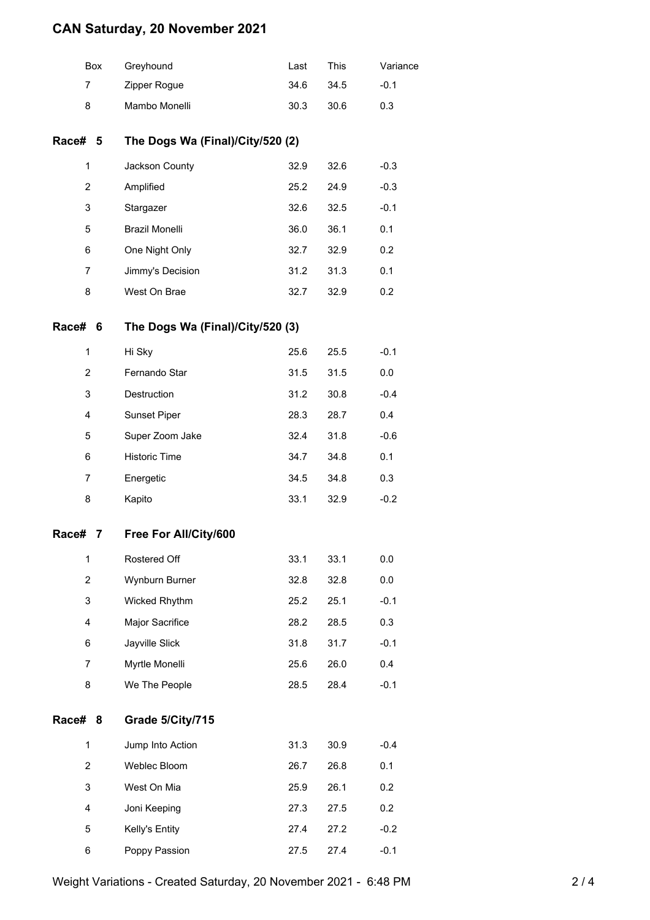## CAN Saturday, 20 November 2021

| Box | Greyhound | Last | This | Variance |
|---|---|---|---|---|
| 7 | Zipper Rogue | 34.6 | 34.5 | -0.1 |
| 8 | Mambo Monelli | 30.3 | 30.6 | 0.3 |

### Race# 5 The Dogs Wa (Final)/City/520 (2)

| Box | Greyhound | Last | This | Variance |
|---|---|---|---|---|
| 1 | Jackson County | 32.9 | 32.6 | -0.3 |
| 2 | Amplified | 25.2 | 24.9 | -0.3 |
| 3 | Stargazer | 32.6 | 32.5 | -0.1 |
| 5 | Brazil Monelli | 36.0 | 36.1 | 0.1 |
| 6 | One Night Only | 32.7 | 32.9 | 0.2 |
| 7 | Jimmy's Decision | 31.2 | 31.3 | 0.1 |
| 8 | West On Brae | 32.7 | 32.9 | 0.2 |

### Race# 6 The Dogs Wa (Final)/City/520 (3)

| Box | Greyhound | Last | This | Variance |
|---|---|---|---|---|
| 1 | Hi Sky | 25.6 | 25.5 | -0.1 |
| 2 | Fernando Star | 31.5 | 31.5 | 0.0 |
| 3 | Destruction | 31.2 | 30.8 | -0.4 |
| 4 | Sunset Piper | 28.3 | 28.7 | 0.4 |
| 5 | Super Zoom Jake | 32.4 | 31.8 | -0.6 |
| 6 | Historic Time | 34.7 | 34.8 | 0.1 |
| 7 | Energetic | 34.5 | 34.8 | 0.3 |
| 8 | Kapito | 33.1 | 32.9 | -0.2 |

### Race# 7 Free For All/City/600

| Box | Greyhound | Last | This | Variance |
|---|---|---|---|---|
| 1 | Rostered Off | 33.1 | 33.1 | 0.0 |
| 2 | Wynburn Burner | 32.8 | 32.8 | 0.0 |
| 3 | Wicked Rhythm | 25.2 | 25.1 | -0.1 |
| 4 | Major Sacrifice | 28.2 | 28.5 | 0.3 |
| 6 | Jayville Slick | 31.8 | 31.7 | -0.1 |
| 7 | Myrtle Monelli | 25.6 | 26.0 | 0.4 |
| 8 | We The People | 28.5 | 28.4 | -0.1 |

### Race# 8 Grade 5/City/715

| Box | Greyhound | Last | This | Variance |
|---|---|---|---|---|
| 1 | Jump Into Action | 31.3 | 30.9 | -0.4 |
| 2 | Weblec Bloom | 26.7 | 26.8 | 0.1 |
| 3 | West On Mia | 25.9 | 26.1 | 0.2 |
| 4 | Joni Keeping | 27.3 | 27.5 | 0.2 |
| 5 | Kelly's Entity | 27.4 | 27.2 | -0.2 |
| 6 | Poppy Passion | 27.5 | 27.4 | -0.1 |

Weight Variations - Created Saturday, 20 November 2021 - 6:48 PM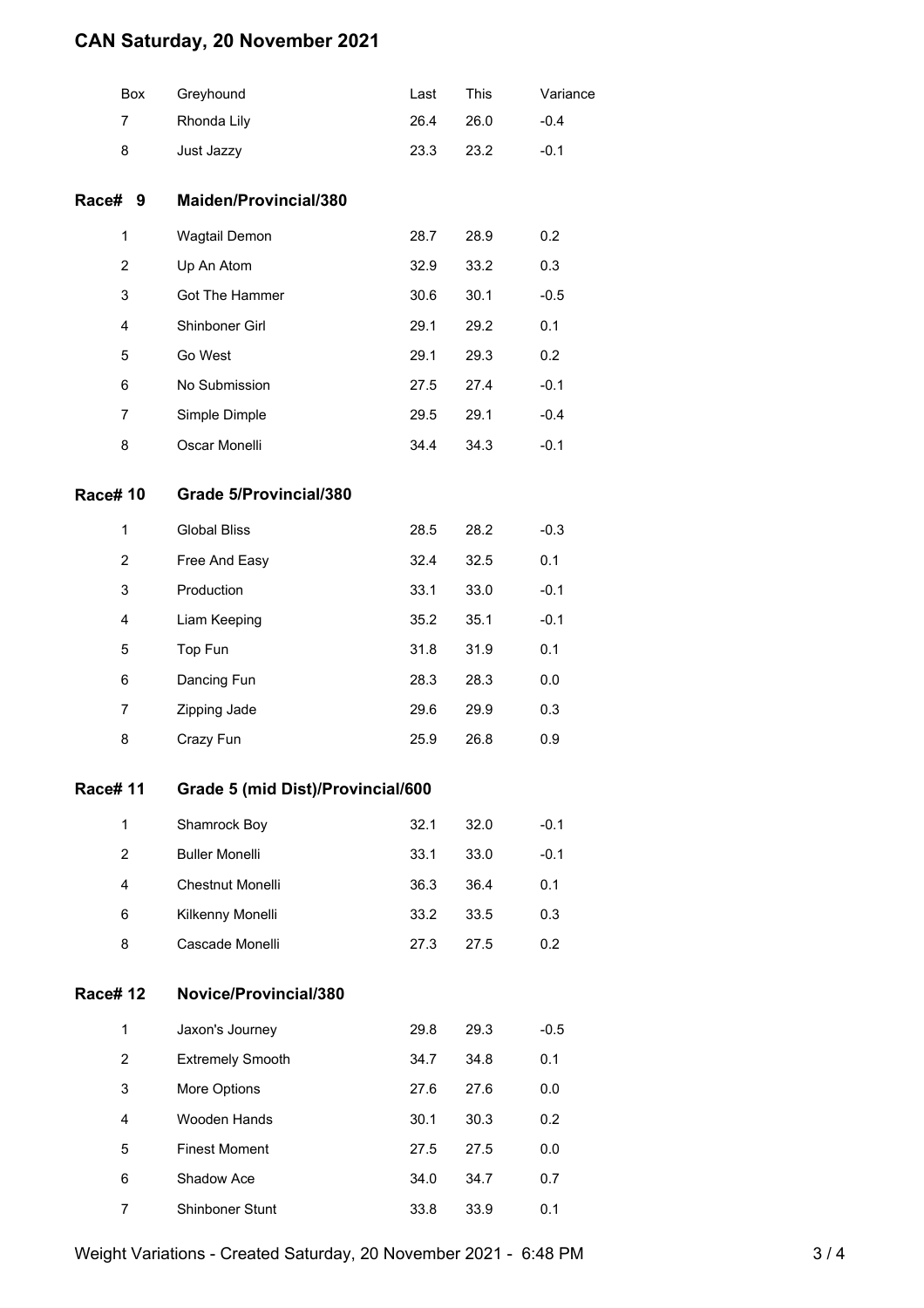# CAN Saturday, 20 November 2021

| Box | Greyhound | Last | This | Variance |
|---|---|---|---|---|
| 7 | Rhonda Lily | 26.4 | 26.0 | -0.4 |
| 8 | Just Jazzy | 23.3 | 23.2 | -0.1 |

## Race# 9 Maiden/Provincial/380

| Box | Greyhound | Last | This | Variance |
|---|---|---|---|---|
| 1 | Wagtail Demon | 28.7 | 28.9 | 0.2 |
| 2 | Up An Atom | 32.9 | 33.2 | 0.3 |
| 3 | Got The Hammer | 30.6 | 30.1 | -0.5 |
| 4 | Shinboner Girl | 29.1 | 29.2 | 0.1 |
| 5 | Go West | 29.1 | 29.3 | 0.2 |
| 6 | No Submission | 27.5 | 27.4 | -0.1 |
| 7 | Simple Dimple | 29.5 | 29.1 | -0.4 |
| 8 | Oscar Monelli | 34.4 | 34.3 | -0.1 |

## Race# 10 Grade 5/Provincial/380

| Box | Greyhound | Last | This | Variance |
|---|---|---|---|---|
| 1 | Global Bliss | 28.5 | 28.2 | -0.3 |
| 2 | Free And Easy | 32.4 | 32.5 | 0.1 |
| 3 | Production | 33.1 | 33.0 | -0.1 |
| 4 | Liam Keeping | 35.2 | 35.1 | -0.1 |
| 5 | Top Fun | 31.8 | 31.9 | 0.1 |
| 6 | Dancing Fun | 28.3 | 28.3 | 0.0 |
| 7 | Zipping Jade | 29.6 | 29.9 | 0.3 |
| 8 | Crazy Fun | 25.9 | 26.8 | 0.9 |

## Race# 11 Grade 5 (mid Dist)/Provincial/600

| Box | Greyhound | Last | This | Variance |
|---|---|---|---|---|
| 1 | Shamrock Boy | 32.1 | 32.0 | -0.1 |
| 2 | Buller Monelli | 33.1 | 33.0 | -0.1 |
| 4 | Chestnut Monelli | 36.3 | 36.4 | 0.1 |
| 6 | Kilkenny Monelli | 33.2 | 33.5 | 0.3 |
| 8 | Cascade Monelli | 27.3 | 27.5 | 0.2 |

## Race# 12 Novice/Provincial/380

| Box | Greyhound | Last | This | Variance |
|---|---|---|---|---|
| 1 | Jaxon's Journey | 29.8 | 29.3 | -0.5 |
| 2 | Extremely Smooth | 34.7 | 34.8 | 0.1 |
| 3 | More Options | 27.6 | 27.6 | 0.0 |
| 4 | Wooden Hands | 30.1 | 30.3 | 0.2 |
| 5 | Finest Moment | 27.5 | 27.5 | 0.0 |
| 6 | Shadow Ace | 34.0 | 34.7 | 0.7 |
| 7 | Shinboner Stunt | 33.8 | 33.9 | 0.1 |

Weight Variations - Created Saturday, 20 November 2021 - 6:48 PM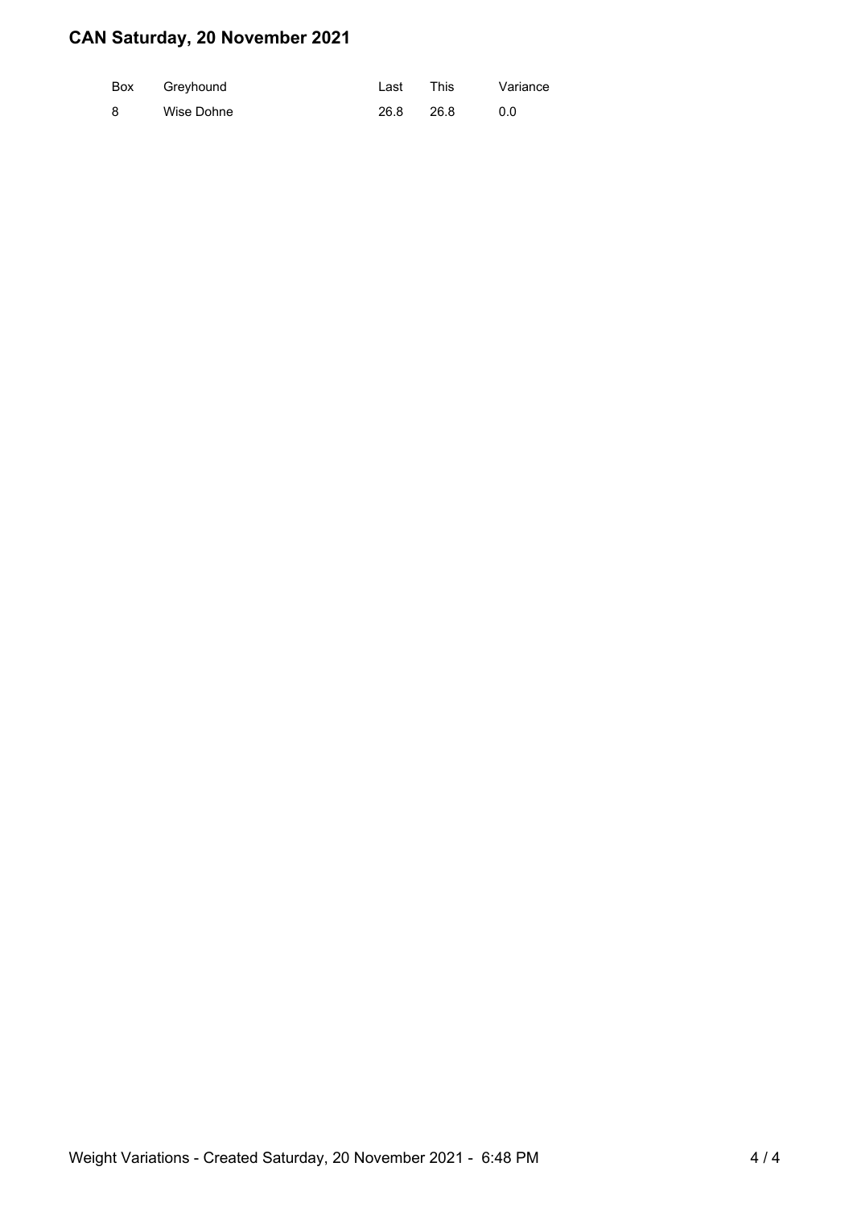## CAN Saturday, 20 November 2021

| Box | Greyhound | Last | This | Variance |
|---|---|---|---|---|
| 8 | Wise Dohne | 26.8 | 26.8 | 0.0 |